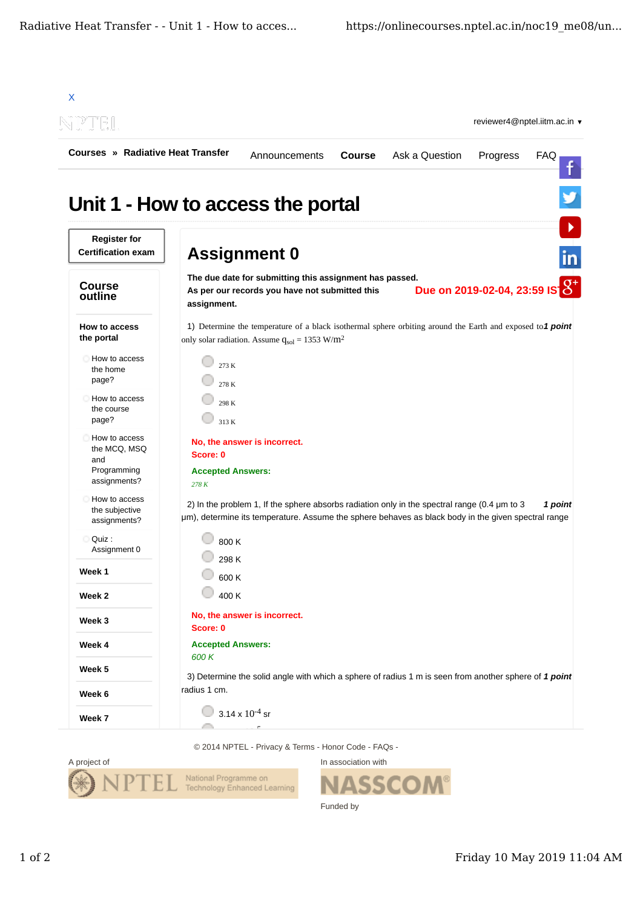X

reviewer4@nptel.iitm.ac.in ▾

Courses » Radiative Heat Transfer

Announcements Course Ask a Question Progress FAQ

# Unit 1 - How to access the portal

Register for Certification exam

## Course outline

**How to access the portal**

- How to access the home page?
- How to access the course page?
- How to access the MCQ, MSQ and Programming assignments?
- How to access the subjective assignments?
- Quiz : Assignment 0

**Week 1**

**Week 2**

**Week 3**

**Week 4**

**Week 5**

**Week 6**

**Week 7**

## Assignment 0

**The due date for submitting this assignment has passed.**
**As per our records you have not submitted this assignment.**

**Due on 2019-02-04, 23:59 IST.**

1) Determine the temperature of a black isothermal sphere orbiting around the Earth and exposed to only solar radiation. Assume $q_{sol}$ = 1353 W/m$^2$ ***1 point***

- 273 K
- 278 K
- 298 K
- 313 K

**No, the answer is incorrect.**
**Score: 0**

**Accepted Answers:**
*278 K*

2) In the problem 1, If the sphere absorbs radiation only in the spectral range (0.4 μm to 3 μm), determine its temperature. Assume the sphere behaves as black body in the given spectral range ***1 point***

- 800 K
- 298 K
- 600 K
- 400 K

**No, the answer is incorrect.**
**Score: 0**

**Accepted Answers:**
*600 K*

3) Determine the solid angle with which a sphere of radius 1 m is seen from another sphere of radius 1 cm. ***1 point***

- 3.14 x $10^{-4}$ sr

© 2014 NPTEL - Privacy & Terms - Honor Code - FAQs -

A project of

In association with

Funded by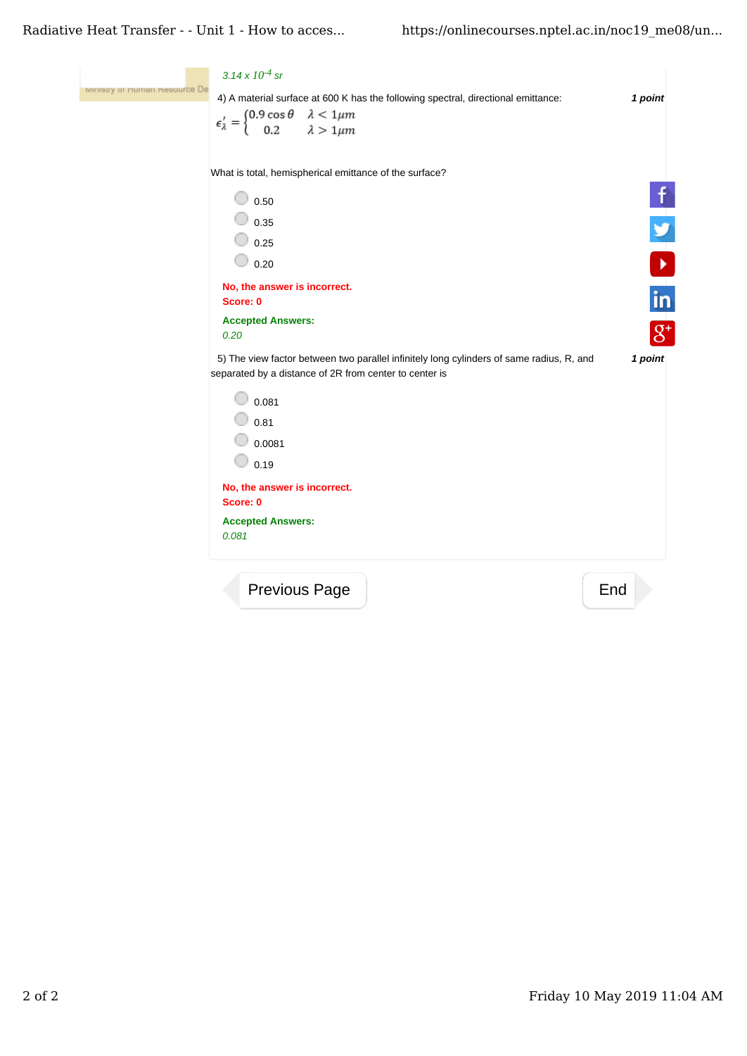*$3.14 \times 10^{-4}$ sr*

4) A material surface at 600 K has the following spectral, directional emittance: **1 point**

$$\epsilon'_\lambda = \begin{cases} 0.9\cos\theta & \lambda < 1\mu m \\ 0.2 & \lambda > 1\mu m \end{cases}$$

What is total, hemispherical emittance of the surface?

- 0.50
- 0.35
- 0.25
- 0.20

**No, the answer is incorrect.**
**Score: 0**

**Accepted Answers:**
*0.20*

5) The view factor between two parallel infinitely long cylinders of same radius, R, and separated by a distance of 2R from center to center is **1 point**

- 0.081
- 0.81
- 0.0081
- 0.19

**No, the answer is incorrect.**
**Score: 0**

**Accepted Answers:**
*0.081*

Previous Page | End